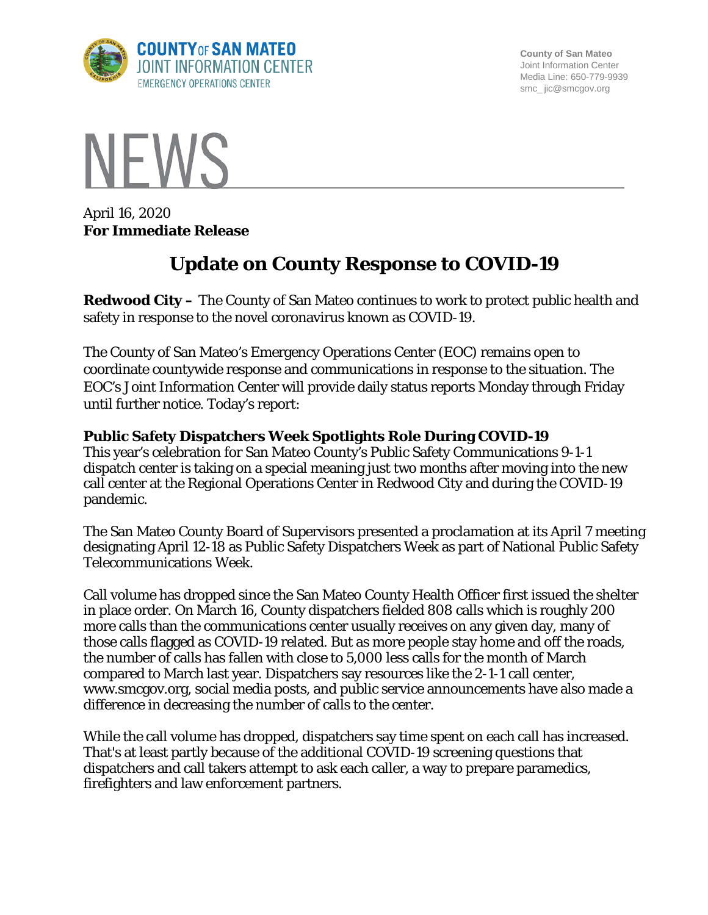**COUNTY OF SAN MATEO**
**JOINT INFORMATION CENTER**
EMERGENCY OPERATIONS CENTER

**County of San Mateo**
Joint Information Center
Media Line: 650-779-9939
smc_ jic@smcgov.org

# NEWS

April 16, 2020
**For Immediate Release**

## Update on County Response to COVID-19

**Redwood City –** The County of San Mateo continues to work to protect public health and safety in response to the novel coronavirus known as COVID-19.

The County of San Mateo's Emergency Operations Center (EOC) remains open to coordinate countywide response and communications in response to the situation. The EOC's Joint Information Center will provide daily status reports Monday through Friday until further notice. Today's report:

### Public Safety Dispatchers Week Spotlights Role During COVID-19

This year's celebration for San Mateo County's Public Safety Communications 9-1-1 dispatch center is taking on a special meaning just two months after moving into the new call center at the Regional Operations Center in Redwood City and during the COVID-19 pandemic.

The San Mateo County Board of Supervisors presented a proclamation at its April 7 meeting designating April 12-18 as Public Safety Dispatchers Week as part of National Public Safety Telecommunications Week.

Call volume has dropped since the San Mateo County Health Officer first issued the shelter in place order. On March 16, County dispatchers fielded 808 calls which is roughly 200 more calls than the communications center usually receives on any given day, many of those calls flagged as COVID-19 related. But as more people stay home and off the roads, the number of calls has fallen with close to 5,000 less calls for the month of March compared to March last year. Dispatchers say resources like the 2-1-1 call center, www.smcgov.org, social media posts, and public service announcements have also made a difference in decreasing the number of calls to the center.

While the call volume has dropped, dispatchers say time spent on each call has increased. That's at least partly because of the additional COVID-19 screening questions that dispatchers and call takers attempt to ask each caller, a way to prepare paramedics, firefighters and law enforcement partners.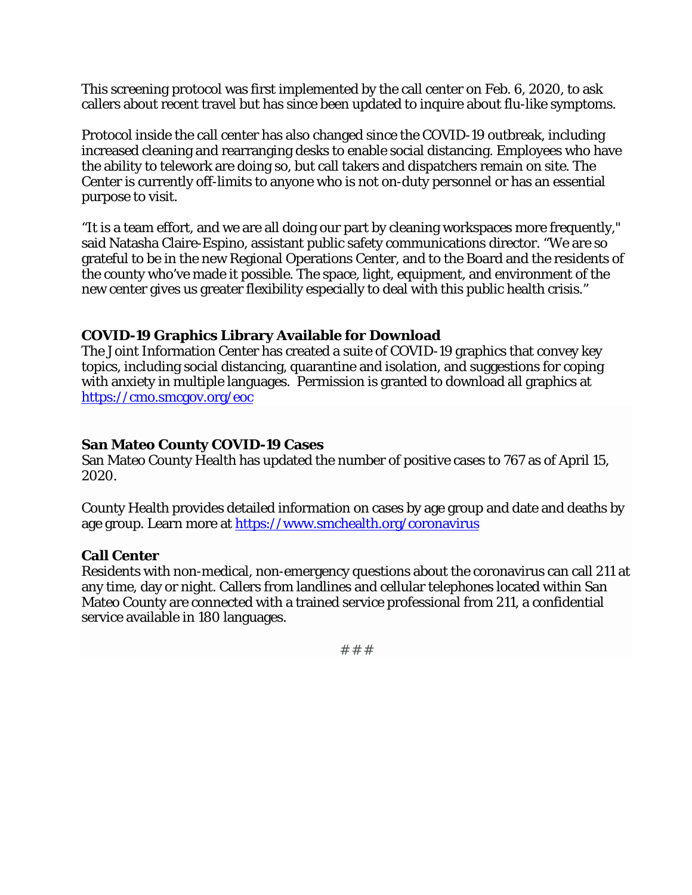This screening protocol was first implemented by the call center on Feb. 6, 2020, to ask callers about recent travel but has since been updated to inquire about flu-like symptoms.

Protocol inside the call center has also changed since the COVID-19 outbreak, including increased cleaning and rearranging desks to enable social distancing. Employees who have the ability to telework are doing so, but call takers and dispatchers remain on site. The Center is currently off-limits to anyone who is not on-duty personnel or has an essential purpose to visit.

“It is a team effort, and we are all doing our part by cleaning workspaces more frequently," said Natasha Claire-Espino, assistant public safety communications director. “We are so grateful to be in the new Regional Operations Center, and to the Board and the residents of the county who’ve made it possible. The space, light, equipment, and environment of the new center gives us greater flexibility especially to deal with this public health crisis.”

**COVID-19 Graphics Library Available for Download**
The Joint Information Center has created a suite of COVID-19 graphics that convey key topics, including social distancing, quarantine and isolation, and suggestions for coping with anxiety in multiple languages. Permission is granted to download all graphics at https://cmo.smcgov.org/eoc

**San Mateo County COVID-19 Cases**
San Mateo County Health has updated the number of positive cases to 767 as of April 15, 2020.

County Health provides detailed information on cases by age group and date and deaths by age group. Learn more at https://www.smchealth.org/coronavirus

**Call Center**
Residents with non-medical, non-emergency questions about the coronavirus can call 211 at any time, day or night. Callers from landlines and cellular telephones located within San Mateo County are connected with a trained service professional from 211, a confidential service available in 180 languages.

# # #